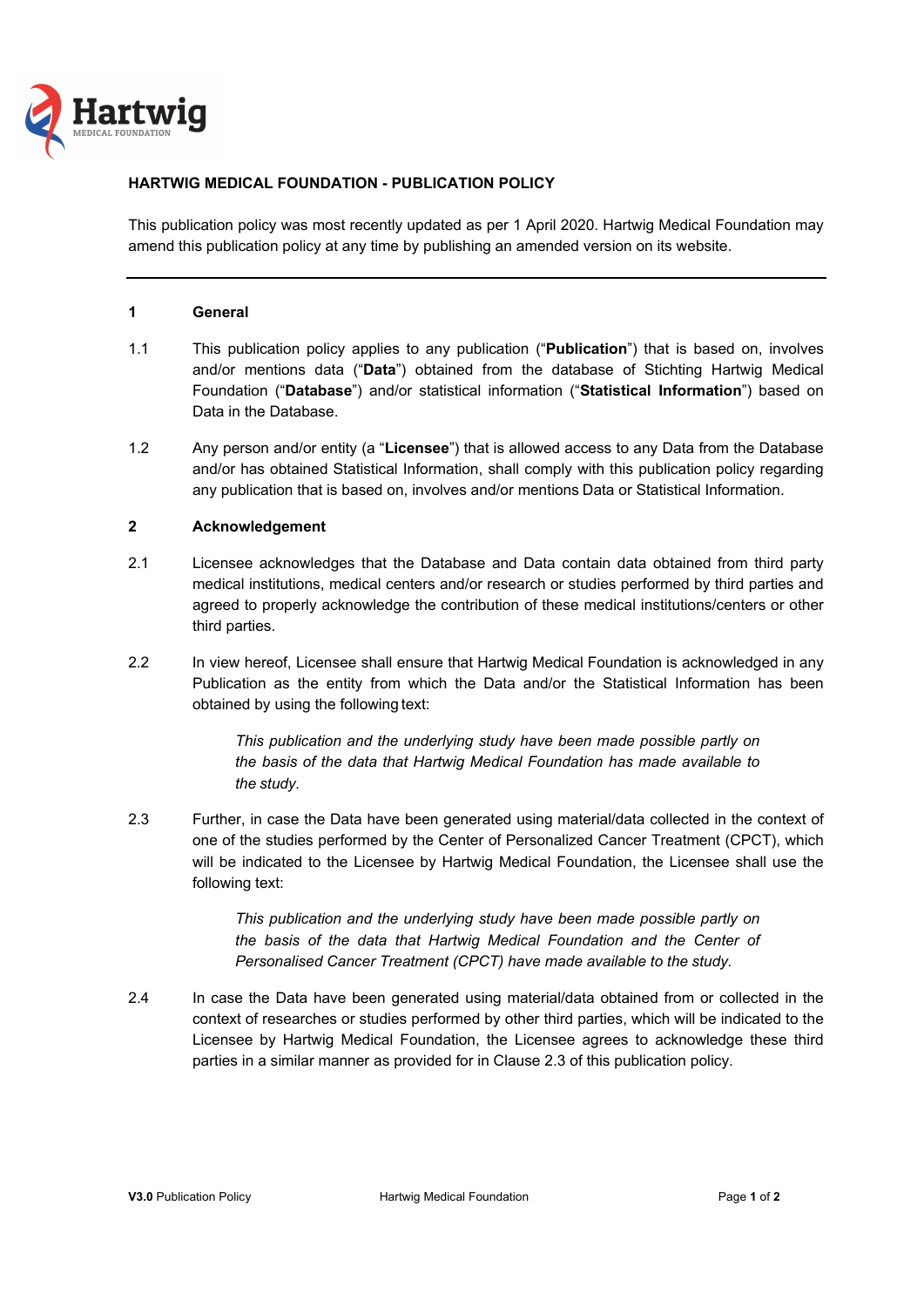# HARTWIG MEDICAL FOUNDATION - PUBLICATION POLICY

This publication policy was most recently updated as per 1 April 2020. Hartwig Medical Foundation may amend this publication policy at any time by publishing an amended version on its website.

---

## 1 General

1.1 This publication policy applies to any publication ("**Publication**") that is based on, involves and/or mentions data ("**Data**") obtained from the database of Stichting Hartwig Medical Foundation ("**Database**") and/or statistical information ("**Statistical Information**") based on Data in the Database.

1.2 Any person and/or entity (a "**Licensee**") that is allowed access to any Data from the Database and/or has obtained Statistical Information, shall comply with this publication policy regarding any publication that is based on, involves and/or mentions Data or Statistical Information.

## 2 Acknowledgement

2.1 Licensee acknowledges that the Database and Data contain data obtained from third party medical institutions, medical centers and/or research or studies performed by third parties and agreed to properly acknowledge the contribution of these medical institutions/centers or other third parties.

2.2 In view hereof, Licensee shall ensure that Hartwig Medical Foundation is acknowledged in any Publication as the entity from which the Data and/or the Statistical Information has been obtained by using the following text:

> *This publication and the underlying study have been made possible partly on the basis of the data that Hartwig Medical Foundation has made available to the study.*

2.3 Further, in case the Data have been generated using material/data collected in the context of one of the studies performed by the Center of Personalized Cancer Treatment (CPCT), which will be indicated to the Licensee by Hartwig Medical Foundation, the Licensee shall use the following text:

> *This publication and the underlying study have been made possible partly on the basis of the data that Hartwig Medical Foundation and the Center of Personalised Cancer Treatment (CPCT) have made available to the study.*

2.4 In case the Data have been generated using material/data obtained from or collected in the context of researches or studies performed by other third parties, which will be indicated to the Licensee by Hartwig Medical Foundation, the Licensee agrees to acknowledge these third parties in a similar manner as provided for in Clause 2.3 of this publication policy.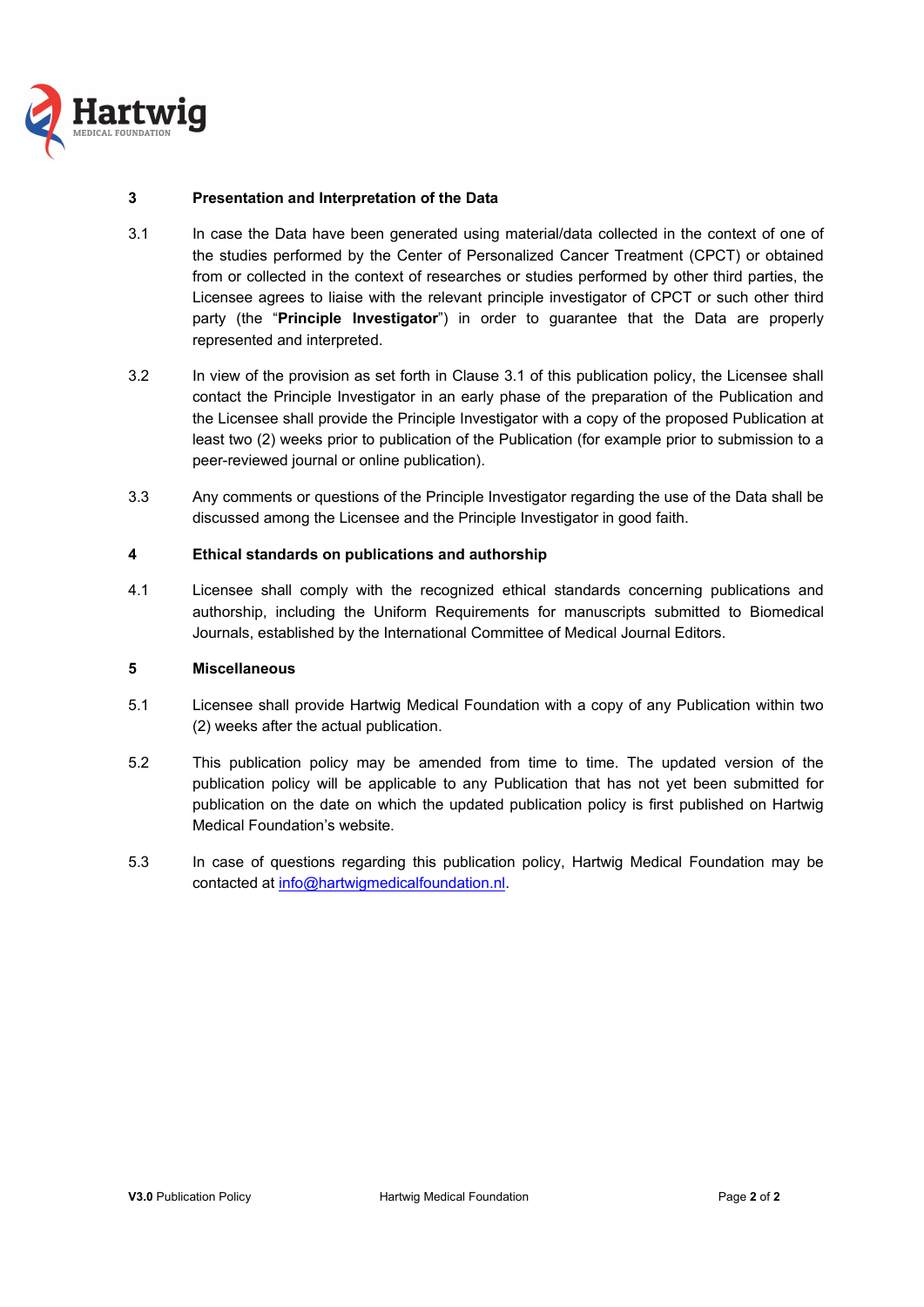## 3 Presentation and Interpretation of the Data

3.1 In case the Data have been generated using material/data collected in the context of one of the studies performed by the Center of Personalized Cancer Treatment (CPCT) or obtained from or collected in the context of researches or studies performed by other third parties, the Licensee agrees to liaise with the relevant principle investigator of CPCT or such other third party (the "**Principle Investigator**") in order to guarantee that the Data are properly represented and interpreted.

3.2 In view of the provision as set forth in Clause 3.1 of this publication policy, the Licensee shall contact the Principle Investigator in an early phase of the preparation of the Publication and the Licensee shall provide the Principle Investigator with a copy of the proposed Publication at least two (2) weeks prior to publication of the Publication (for example prior to submission to a peer-reviewed journal or online publication).

3.3 Any comments or questions of the Principle Investigator regarding the use of the Data shall be discussed among the Licensee and the Principle Investigator in good faith.

## 4 Ethical standards on publications and authorship

4.1 Licensee shall comply with the recognized ethical standards concerning publications and authorship, including the Uniform Requirements for manuscripts submitted to Biomedical Journals, established by the International Committee of Medical Journal Editors.

## 5 Miscellaneous

5.1 Licensee shall provide Hartwig Medical Foundation with a copy of any Publication within two (2) weeks after the actual publication.

5.2 This publication policy may be amended from time to time. The updated version of the publication policy will be applicable to any Publication that has not yet been submitted for publication on the date on which the updated publication policy is first published on Hartwig Medical Foundation's website.

5.3 In case of questions regarding this publication policy, Hartwig Medical Foundation may be contacted at info@hartwigmedicalfoundation.nl.